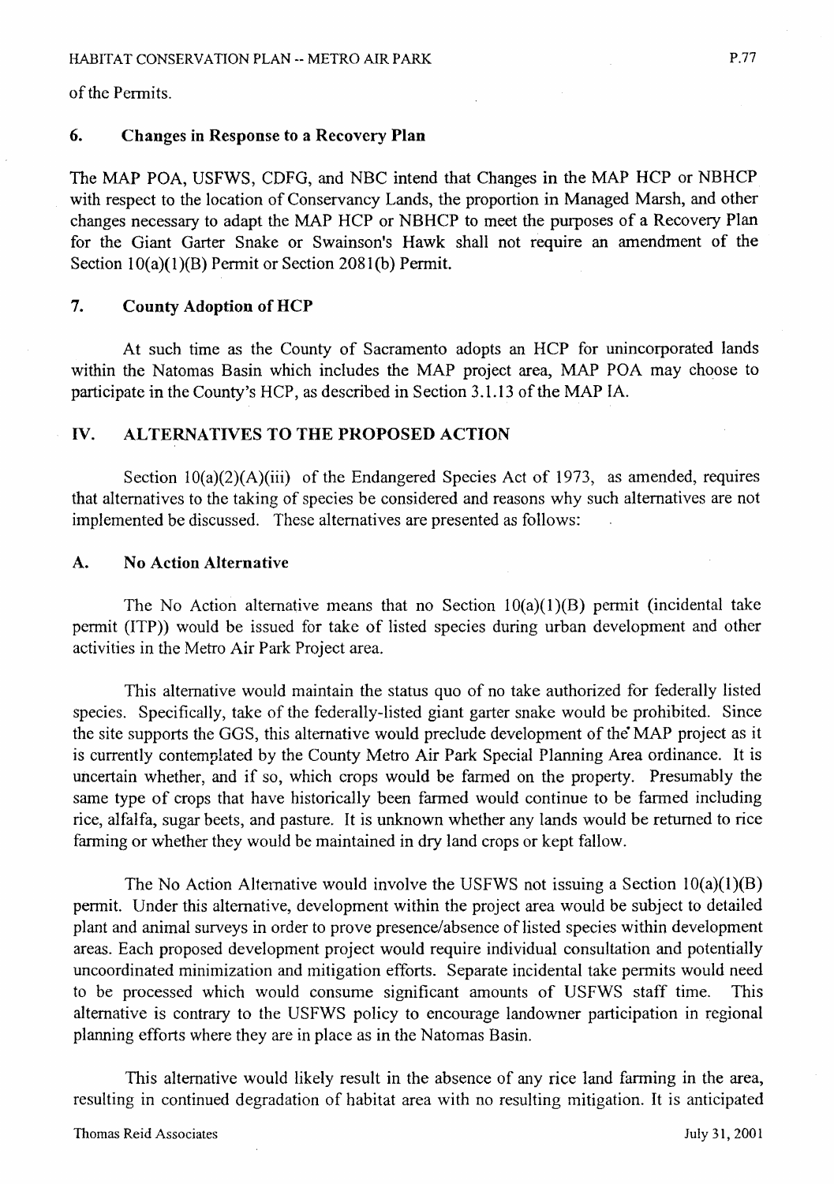of the Permits.

### 6. Changes in Response to a Recovery Plan

The MAP POA, USFWS, CDFG, and NBC intend that Changes in the MAP HCP or NBHCP with respect to the location of Conservancy Lands, the proportion in Managed Marsh, and other changes necessary to adapt the MAP HCP or NBHCP to meet the purposes of a Recovery Plan for the Giant Garter Snake or Swainson's Hawk shall not require an amendment of the Section 10(a)(1)(B) Permit or Section 2081(b) Permit.

### 7. County Adoption of HCP

At such time as the County of Sacramento adopts an HCP for unincorporated lands within the Natomas Basin which includes the MAP project area, MAP POA may choose to participate in the County's HCP, as described in Section 3.1.13 of the MAP IA.

## IV. ALTERNATIVES TO THE PROPOSED ACTION

Section 10(a)(2)(A)(iii) of the Endangered Species Act of 1973, as amended, requires that alternatives to the taking of species be considered and reasons why such alternatives are not implemented be discussed. These alternatives are presented as follows:

### A. No Action Alternative

The No Action alternative means that no Section 10(a)(1)(B) permit (incidental take permit (ITP)) would be issued for take of listed species during urban development and other activities in the Metro Air Park Project area.

This alternative would maintain the status quo of no take authorized for federally listed species. Specifically, take of the federally-listed giant garter snake would be prohibited. Since the site supports the GGS, this alternative would preclude development of the MAP project as it is currently contemplated by the County Metro Air Park Special Planning Area ordinance. It is uncertain whether, and if so, which crops would be farmed on the property. Presumably the same type of crops that have historically been farmed would continue to be farmed including rice, alfalfa, sugar beets, and pasture. It is unknown whether any lands would be returned to rice farming or whether they would be maintained in dry land crops or kept fallow.

The No Action Alternative would involve the USFWS not issuing a Section 10(a)(1)(B) permit. Under this alternative, development within the project area would be subject to detailed plant and animal surveys in order to prove presence/absence of listed species within development areas. Each proposed development project would require individual consultation and potentially uncoordinated minimization and mitigation efforts. Separate incidental take permits would need to be processed which would consume significant amounts of USFWS staff time. This alternative is contrary to the USFWS policy to encourage landowner participation in regional planning efforts where they are in place as in the Natomas Basin.

This alternative would likely result in the absence of any rice land farming in the area, resulting in continued degradation of habitat area with no resulting mitigation. It is anticipated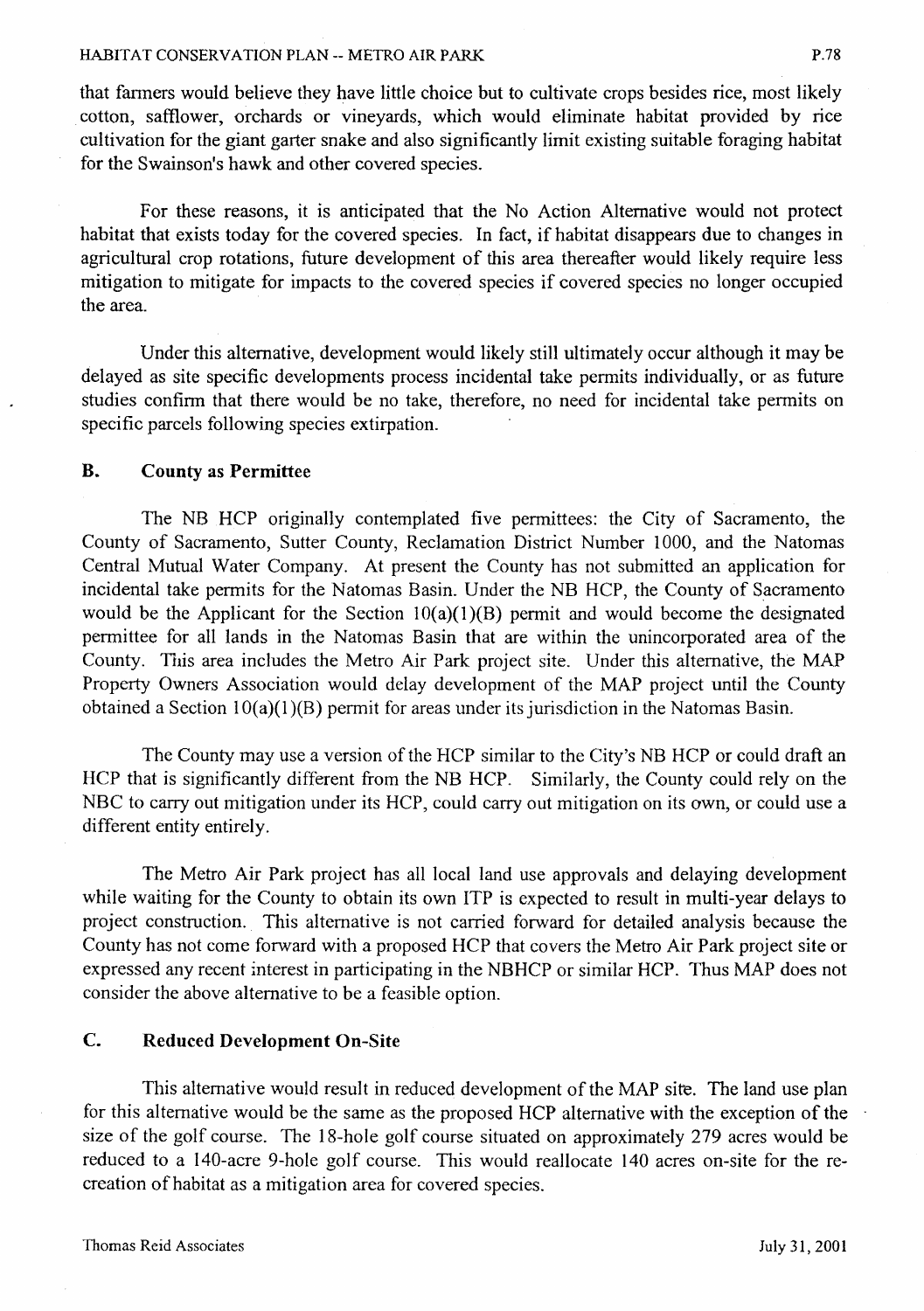that farmers would believe they have little choice but to cultivate crops besides rice, most likely cotton, safflower, orchards or vineyards, which would eliminate habitat provided by rice cultivation for the giant garter snake and also significantly limit existing suitable foraging habitat for the Swainson's hawk and other covered species.

For these reasons, it is anticipated that the No Action Alternative would not protect habitat that exists today for the covered species. In fact, if habitat disappears due to changes in agricultural crop rotations, future development of this area thereafter would likely require less mitigation to mitigate for impacts to the covered species if covered species no longer occupied the area.

Under this alternative, development would likely still ultimately occur although it may be delayed as site specific developments process incidental take permits individually, or as future studies confirm that there would be no take, therefore, no need for incidental take permits on specific parcels following species extirpation.

### B. County as Permittee

The NB HCP originally contemplated five permittees: the City of Sacramento, the County of Sacramento, Sutter County, Reclamation District Number 1000, and the Natomas Central Mutual Water Company. At present the County has not submitted an application for incidental take permits for the Natomas Basin. Under the NB HCP, the County of Sacramento would be the Applicant for the Section 10(a)(1)(B) permit and would become the designated permittee for all lands in the Natomas Basin that are within the unincorporated area of the County. This area includes the Metro Air Park project site. Under this alternative, the MAP Property Owners Association would delay development of the MAP project until the County obtained a Section 10(a)(1)(B) permit for areas under its jurisdiction in the Natomas Basin.

The County may use a version of the HCP similar to the City's NB HCP or could draft an HCP that is significantly different from the NB HCP. Similarly, the County could rely on the NBC to carry out mitigation under its HCP, could carry out mitigation on its own, or could use a different entity entirely.

The Metro Air Park project has all local land use approvals and delaying development while waiting for the County to obtain its own ITP is expected to result in multi-year delays to project construction. This alternative is not carried forward for detailed analysis because the County has not come forward with a proposed HCP that covers the Metro Air Park project site or expressed any recent interest in participating in the NBHCP or similar HCP. Thus MAP does not consider the above alternative to be a feasible option.

### C. Reduced Development On-Site

This alternative would result in reduced development of the MAP site. The land use plan for this alternative would be the same as the proposed HCP alternative with the exception of the size of the golf course. The 18-hole golf course situated on approximately 279 acres would be reduced to a 140-acre 9-hole golf course. This would reallocate 140 acres on-site for the re-creation of habitat as a mitigation area for covered species.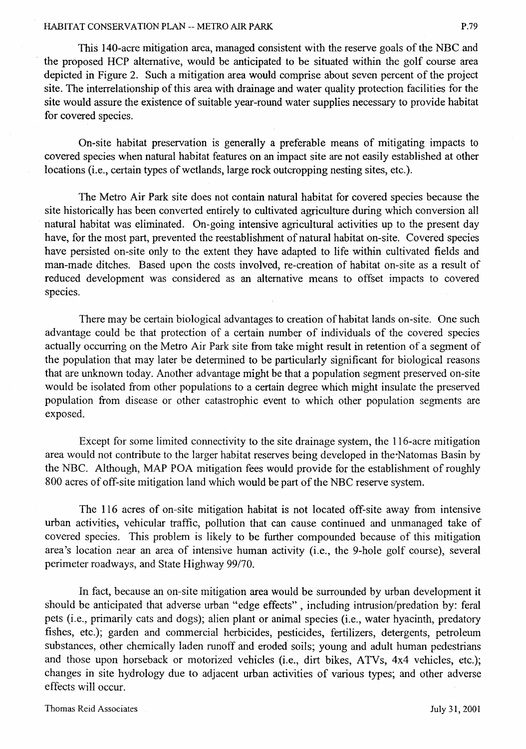This 140-acre mitigation area, managed consistent with the reserve goals of the NBC and the proposed HCP alternative, would be anticipated to be situated within the golf course area depicted in Figure 2. Such a mitigation area would comprise about seven percent of the project site. The interrelationship of this area with drainage and water quality protection facilities for the site would assure the existence of suitable year-round water supplies necessary to provide habitat for covered species.

On-site habitat preservation is generally a preferable means of mitigating impacts to covered species when natural habitat features on an impact site are not easily established at other locations (i.e., certain types of wetlands, large rock outcropping nesting sites, etc.).

The Metro Air Park site does not contain natural habitat for covered species because the site historically has been converted entirely to cultivated agriculture during which conversion all natural habitat was eliminated. On-going intensive agricultural activities up to the present day have, for the most part, prevented the reestablishment of natural habitat on-site. Covered species have persisted on-site only to the extent they have adapted to life within cultivated fields and man-made ditches. Based upon the costs involved, re-creation of habitat on-site as a result of reduced development was considered as an alternative means to offset impacts to covered species.

There may be certain biological advantages to creation of habitat lands on-site. One such advantage could be that protection of a certain number of individuals of the covered species actually occurring on the Metro Air Park site from take might result in retention of a segment of the population that may later be determined to be particularly significant for biological reasons that are unknown today. Another advantage might be that a population segment preserved on-site would be isolated from other populations to a certain degree which might insulate the preserved population from disease or other catastrophic event to which other population segments are exposed.

Except for some limited connectivity to the site drainage system, the 116-acre mitigation area would not contribute to the larger habitat reserves being developed in the Natomas Basin by the NBC. Although, MAP POA mitigation fees would provide for the establishment of roughly 800 acres of off-site mitigation land which would be part of the NBC reserve system.

The 116 acres of on-site mitigation habitat is not located off-site away from intensive urban activities, vehicular traffic, pollution that can cause continued and unmanaged take of covered species. This problem is likely to be further compounded because of this mitigation area's location near an area of intensive human activity (i.e., the 9-hole golf course), several perimeter roadways, and State Highway 99/70.

In fact, because an on-site mitigation area would be surrounded by urban development it should be anticipated that adverse urban "edge effects" , including intrusion/predation by: feral pets (i.e., primarily cats and dogs); alien plant or animal species (i.e., water hyacinth, predatory fishes, etc.); garden and commercial herbicides, pesticides, fertilizers, detergents, petroleum substances, other chemically laden runoff and eroded soils; young and adult human pedestrians and those upon horseback or motorized vehicles (i.e., dirt bikes, ATVs, 4x4 vehicles, etc.); changes in site hydrology due to adjacent urban activities of various types; and other adverse effects will occur.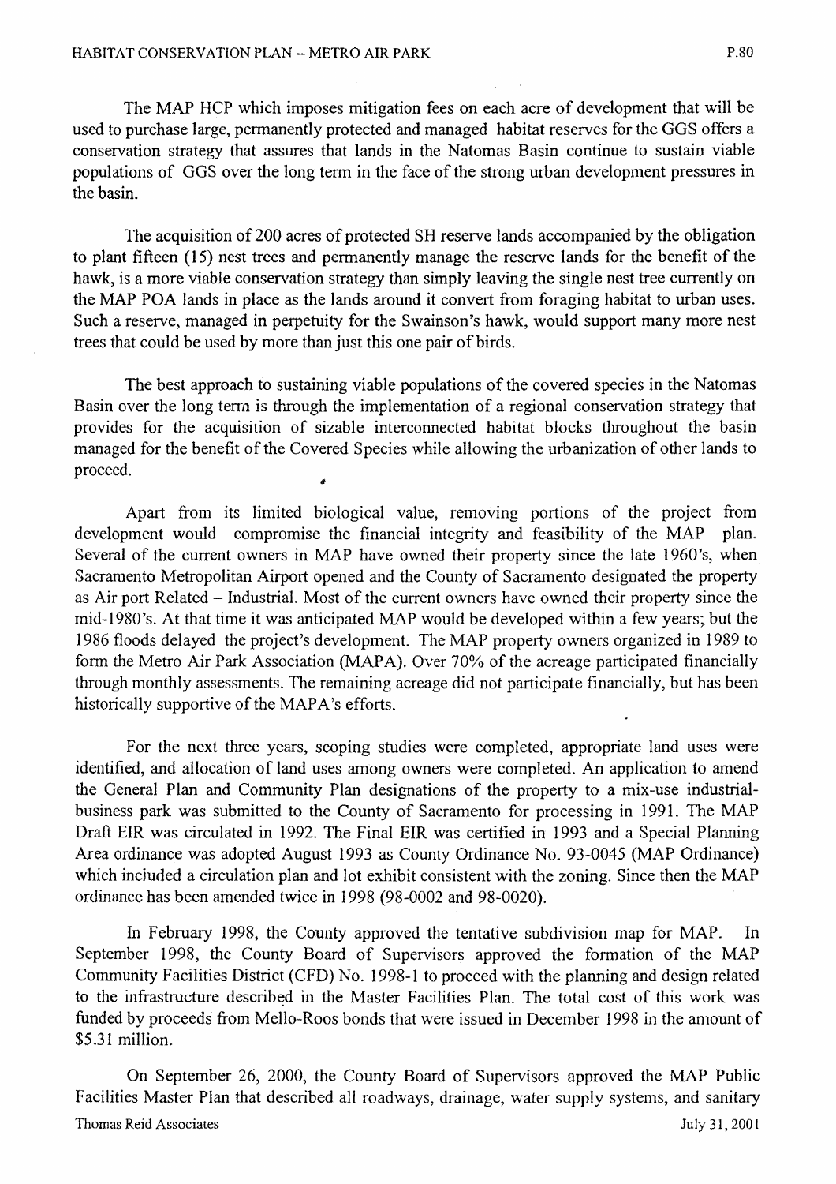The MAP HCP which imposes mitigation fees on each acre of development that will be used to purchase large, permanently protected and managed habitat reserves for the GGS offers a conservation strategy that assures that lands in the Natomas Basin continue to sustain viable populations of GGS over the long term in the face of the strong urban development pressures in the basin.

The acquisition of 200 acres of protected SH reserve lands accompanied by the obligation to plant fifteen (15) nest trees and permanently manage the reserve lands for the benefit of the hawk, is a more viable conservation strategy than simply leaving the single nest tree currently on the MAP POA lands in place as the lands around it convert from foraging habitat to urban uses. Such a reserve, managed in perpetuity for the Swainson's hawk, would support many more nest trees that could be used by more than just this one pair of birds.

The best approach to sustaining viable populations of the covered species in the Natomas Basin over the long term is through the implementation of a regional conservation strategy that provides for the acquisition of sizable interconnected habitat blocks throughout the basin managed for the benefit of the Covered Species while allowing the urbanization of other lands to proceed.

Apart from its limited biological value, removing portions of the project from development would compromise the financial integrity and feasibility of the MAP plan. Several of the current owners in MAP have owned their property since the late 1960's, when Sacramento Metropolitan Airport opened and the County of Sacramento designated the property as Air port Related – Industrial. Most of the current owners have owned their property since the mid-1980's. At that time it was anticipated MAP would be developed within a few years; but the 1986 floods delayed the project's development. The MAP property owners organized in 1989 to form the Metro Air Park Association (MAPA). Over 70% of the acreage participated financially through monthly assessments. The remaining acreage did not participate financially, but has been historically supportive of the MAPA's efforts.

For the next three years, scoping studies were completed, appropriate land uses were identified, and allocation of land uses among owners were completed. An application to amend the General Plan and Community Plan designations of the property to a mix-use industrial-business park was submitted to the County of Sacramento for processing in 1991. The MAP Draft EIR was circulated in 1992. The Final EIR was certified in 1993 and a Special Planning Area ordinance was adopted August 1993 as County Ordinance No. 93-0045 (MAP Ordinance) which included a circulation plan and lot exhibit consistent with the zoning. Since then the MAP ordinance has been amended twice in 1998 (98-0002 and 98-0020).

In February 1998, the County approved the tentative subdivision map for MAP. In September 1998, the County Board of Supervisors approved the formation of the MAP Community Facilities District (CFD) No. 1998-1 to proceed with the planning and design related to the infrastructure described in the Master Facilities Plan. The total cost of this work was funded by proceeds from Mello-Roos bonds that were issued in December 1998 in the amount of \$5.31 million.

On September 26, 2000, the County Board of Supervisors approved the MAP Public Facilities Master Plan that described all roadways, drainage, water supply systems, and sanitary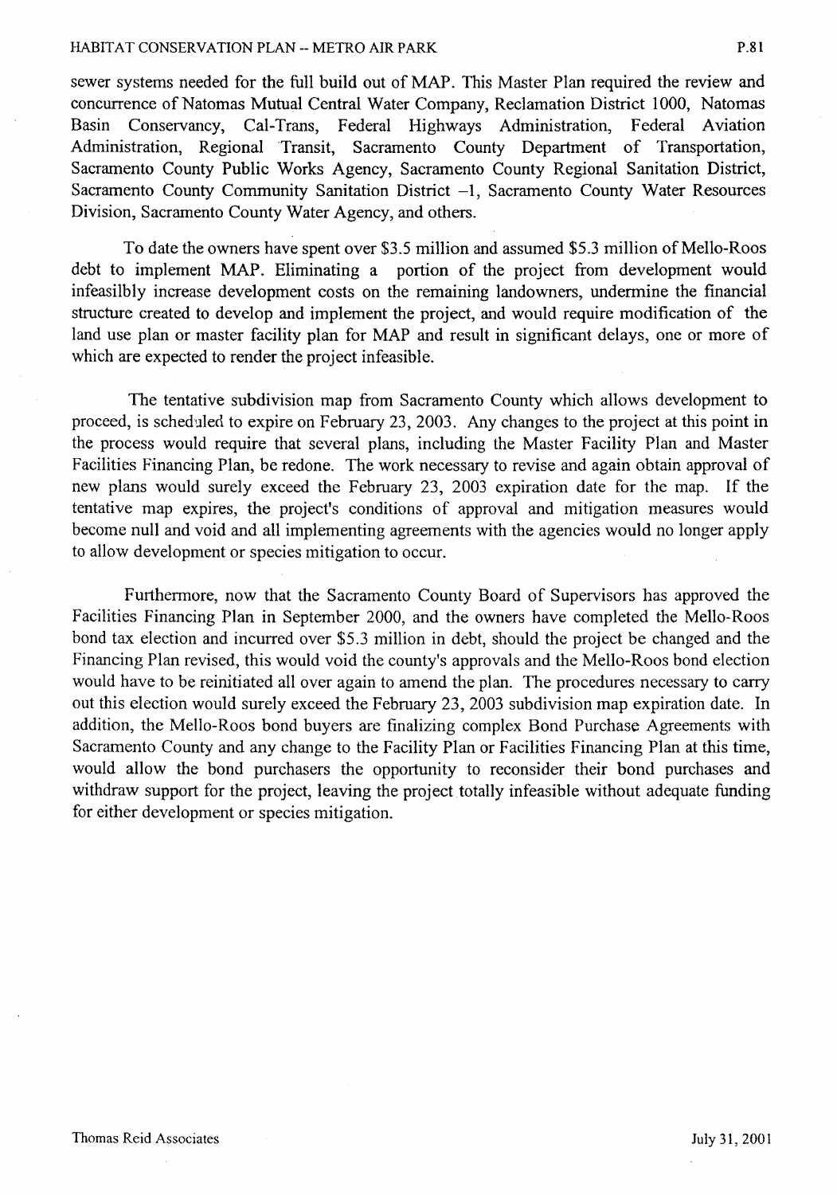sewer systems needed for the full build out of MAP. This Master Plan required the review and concurrence of Natomas Mutual Central Water Company, Reclamation District 1000, Natomas Basin Conservancy, Cal-Trans, Federal Highways Administration, Federal Aviation Administration, Regional Transit, Sacramento County Department of Transportation, Sacramento County Public Works Agency, Sacramento County Regional Sanitation District, Sacramento County Community Sanitation District –1, Sacramento County Water Resources Division, Sacramento County Water Agency, and others.

To date the owners have spent over $3.5 million and assumed $5.3 million of Mello-Roos debt to implement MAP. Eliminating a portion of the project from development would infeasilbly increase development costs on the remaining landowners, undermine the financial structure created to develop and implement the project, and would require modification of the land use plan or master facility plan for MAP and result in significant delays, one or more of which are expected to render the project infeasible.

The tentative subdivision map from Sacramento County which allows development to proceed, is scheduled to expire on February 23, 2003. Any changes to the project at this point in the process would require that several plans, including the Master Facility Plan and Master Facilities Financing Plan, be redone. The work necessary to revise and again obtain approval of new plans would surely exceed the February 23, 2003 expiration date for the map. If the tentative map expires, the project's conditions of approval and mitigation measures would become null and void and all implementing agreements with the agencies would no longer apply to allow development or species mitigation to occur.

Furthermore, now that the Sacramento County Board of Supervisors has approved the Facilities Financing Plan in September 2000, and the owners have completed the Mello-Roos bond tax election and incurred over $5.3 million in debt, should the project be changed and the Financing Plan revised, this would void the county's approvals and the Mello-Roos bond election would have to be reinitiated all over again to amend the plan. The procedures necessary to carry out this election would surely exceed the February 23, 2003 subdivision map expiration date. In addition, the Mello-Roos bond buyers are finalizing complex Bond Purchase Agreements with Sacramento County and any change to the Facility Plan or Facilities Financing Plan at this time, would allow the bond purchasers the opportunity to reconsider their bond purchases and withdraw support for the project, leaving the project totally infeasible without adequate funding for either development or species mitigation.